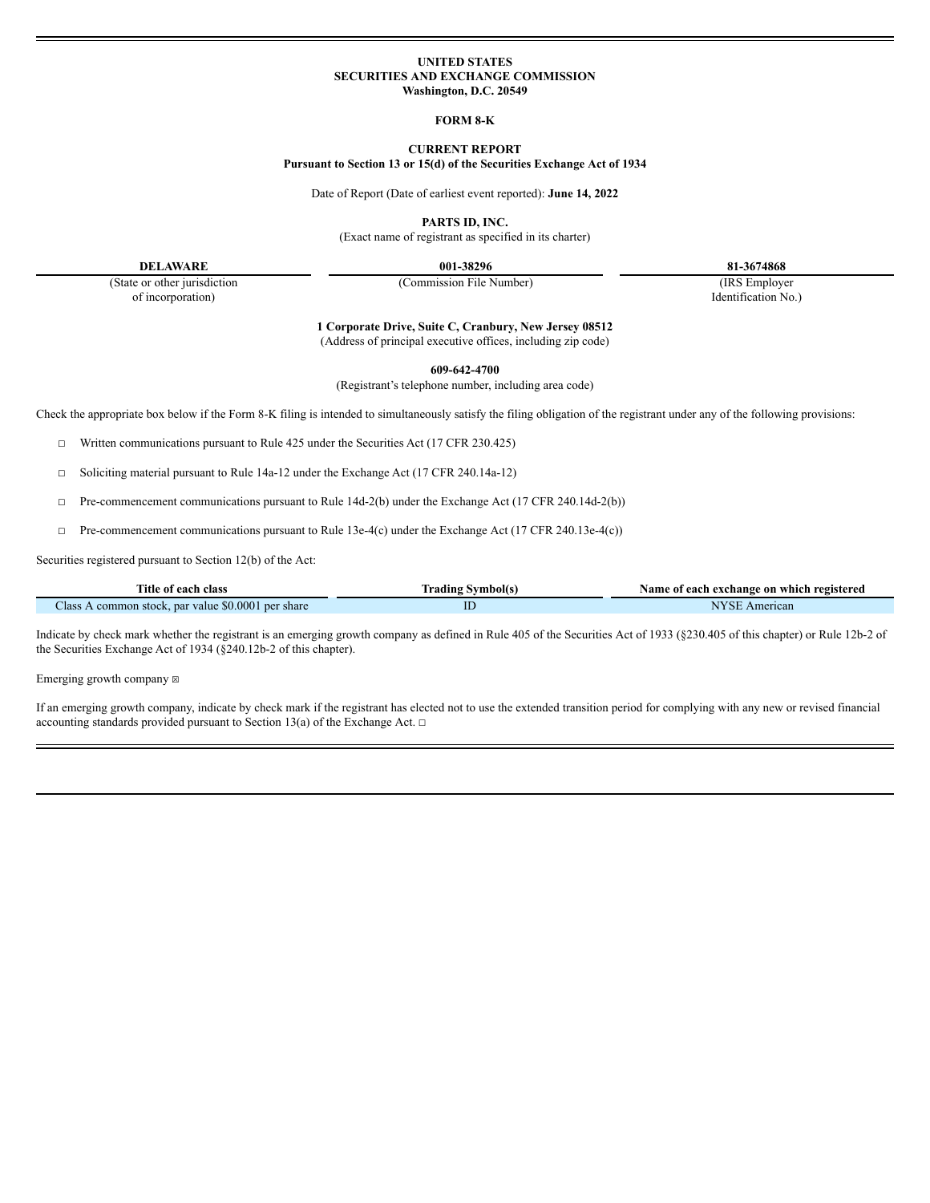**UNITED STATES**
**SECURITIES AND EXCHANGE COMMISSION**
**Washington, D.C. 20549**

**FORM 8-K**

**CURRENT REPORT**
**Pursuant to Section 13 or 15(d) of the Securities Exchange Act of 1934**

Date of Report (Date of earliest event reported): **June 14, 2022**

**PARTS ID, INC.**
(Exact name of registrant as specified in its charter)

| **DELAWARE** | **001-38296** | **81-3674868** |
|---|---|---|
| (State or other jurisdiction of incorporation) | (Commission File Number) | (IRS Employer Identification No.) |

**1 Corporate Drive, Suite C, Cranbury, New Jersey 08512**
(Address of principal executive offices, including zip code)

**609-642-4700**
(Registrant's telephone number, including area code)

Check the appropriate box below if the Form 8-K filing is intended to simultaneously satisfy the filing obligation of the registrant under any of the following provisions:

☐ Written communications pursuant to Rule 425 under the Securities Act (17 CFR 230.425)

☐ Soliciting material pursuant to Rule 14a-12 under the Exchange Act (17 CFR 240.14a-12)

☐ Pre-commencement communications pursuant to Rule 14d-2(b) under the Exchange Act (17 CFR 240.14d-2(b))

☐ Pre-commencement communications pursuant to Rule 13e-4(c) under the Exchange Act (17 CFR 240.13e-4(c))

Securities registered pursuant to Section 12(b) of the Act:

| Title of each class | Trading Symbol(s) | Name of each exchange on which registered |
|---|---|---|
| Class A common stock, par value $0.0001 per share | ID | NYSE American |

Indicate by check mark whether the registrant is an emerging growth company as defined in Rule 405 of the Securities Act of 1933 (§230.405 of this chapter) or Rule 12b-2 of the Securities Exchange Act of 1934 (§240.12b-2 of this chapter).

Emerging growth company ☒

If an emerging growth company, indicate by check mark if the registrant has elected not to use the extended transition period for complying with any new or revised financial accounting standards provided pursuant to Section 13(a) of the Exchange Act. ☐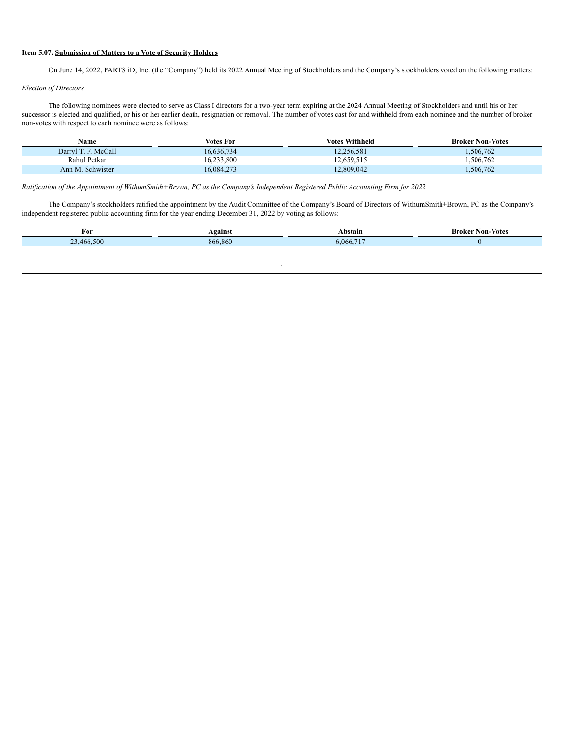**Item 5.07. Submission of Matters to a Vote of Security Holders**

On June 14, 2022, PARTS iD, Inc. (the "Company") held its 2022 Annual Meeting of Stockholders and the Company's stockholders voted on the following matters:

*Election of Directors*

The following nominees were elected to serve as Class I directors for a two-year term expiring at the 2024 Annual Meeting of Stockholders and until his or her successor is elected and qualified, or his or her earlier death, resignation or removal. The number of votes cast for and withheld from each nominee and the number of broker non-votes with respect to each nominee were as follows:

| Name | Votes For | Votes Withheld | Broker Non-Votes |
|---|---|---|---|
| Darryl T. F. McCall | 16,636,734 | 12,256,581 | 1,506,762 |
| Rahul Petkar | 16,233,800 | 12,659,515 | 1,506,762 |
| Ann M. Schwister | 16,084,273 | 12,809,042 | 1,506,762 |

*Ratification of the Appointment of WithumSmith+Brown, PC as the Company's Independent Registered Public Accounting Firm for 2022*

The Company's stockholders ratified the appointment by the Audit Committee of the Company's Board of Directors of WithumSmith+Brown, PC as the Company's independent registered public accounting firm for the year ending December 31, 2022 by voting as follows:

| For | Against | Abstain | Broker Non-Votes |
|---|---|---|---|
| 23,466,500 | 866,860 | 6,066,717 | 0 |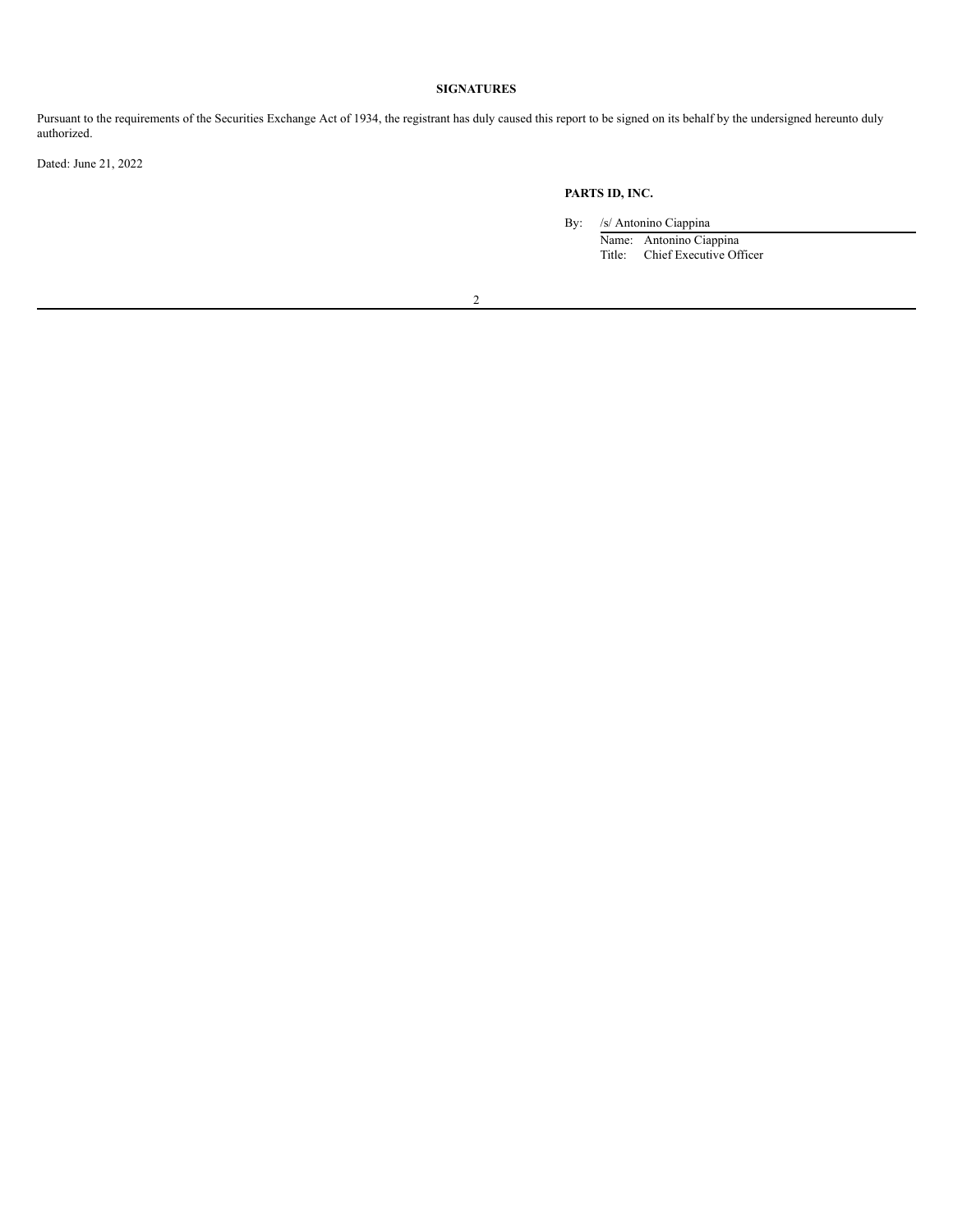**SIGNATURES**

Pursuant to the requirements of the Securities Exchange Act of 1934, the registrant has duly caused this report to be signed on its behalf by the undersigned hereunto duly authorized.

Dated: June 21, 2022

**PARTS ID, INC.**

By: /s/ Antonino Ciappina
Name: Antonino Ciappina
Title: Chief Executive Officer